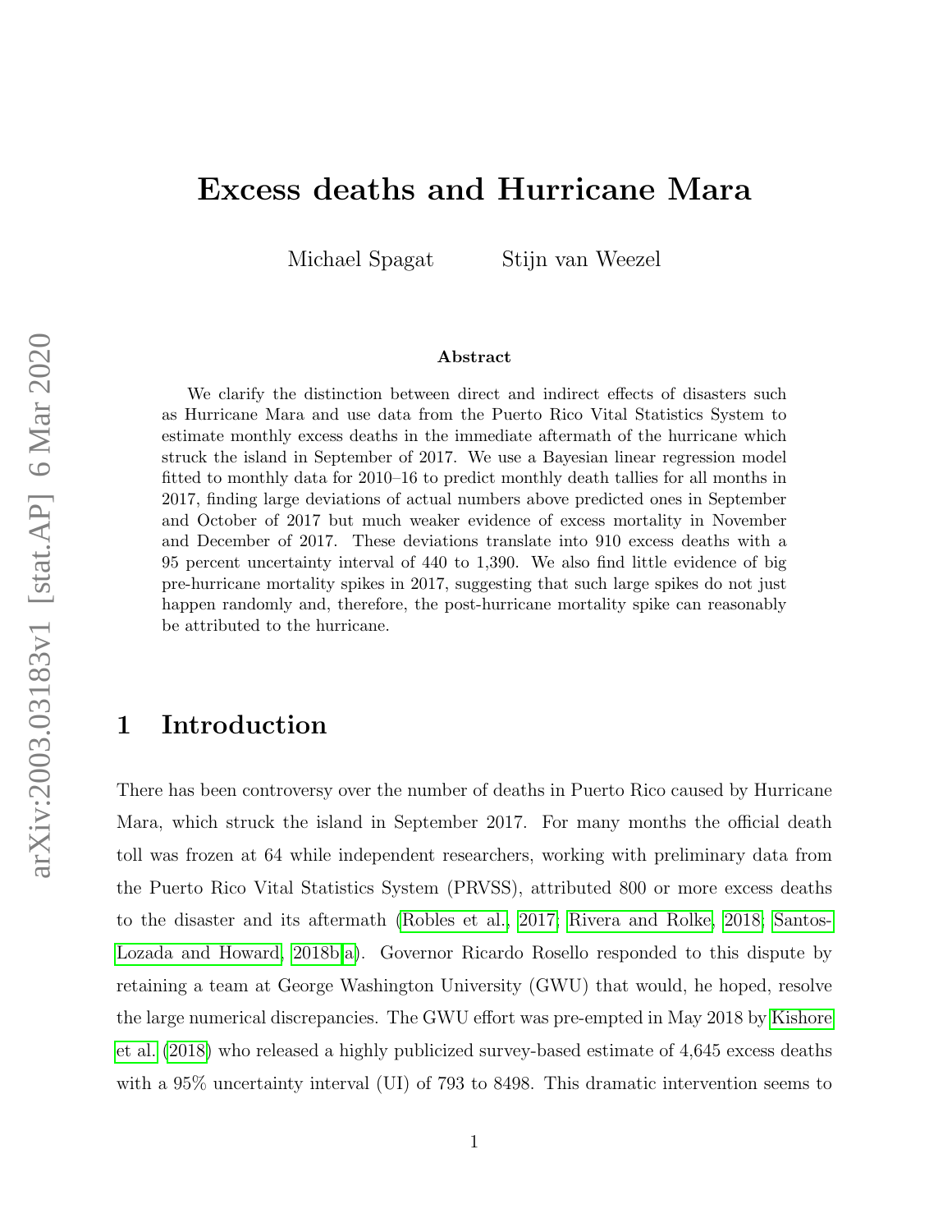# Excess deaths and Hurricane Mara

Michael Spagat Stijn van Weezel

### Abstract

We clarify the distinction between direct and indirect effects of disasters such as Hurricane Mara and use data from the Puerto Rico Vital Statistics System to estimate monthly excess deaths in the immediate aftermath of the hurricane which struck the island in September of 2017. We use a Bayesian linear regression model fitted to monthly data for 2010–16 to predict monthly death tallies for all months in 2017, finding large deviations of actual numbers above predicted ones in September and October of 2017 but much weaker evidence of excess mortality in November and December of 2017. These deviations translate into 910 excess deaths with a 95 percent uncertainty interval of 440 to 1,390. We also find little evidence of big pre-hurricane mortality spikes in 2017, suggesting that such large spikes do not just happen randomly and, therefore, the post-hurricane mortality spike can reasonably be attributed to the hurricane.

## 1 Introduction

There has been controversy over the number of deaths in Puerto Rico caused by Hurricane Mara, which struck the island in September 2017. For many months the official death toll was frozen at 64 while independent researchers, working with preliminary data from the Puerto Rico Vital Statistics System (PRVSS), attributed 800 or more excess deaths to the disaster and its aftermath (Robles et al., 2017; Rivera and Rolke, 2018; Santos-Lozada and Howard, 2018b,a). Governor Ricardo Rosello responded to this dispute by retaining a team at George Washington University (GWU) that would, he hoped, resolve the large numerical discrepancies. The GWU effort was pre-empted in May 2018 by Kishore et al. (2018) who released a highly publicized survey-based estimate of 4,645 excess deaths with a 95% uncertainty interval (UI) of 793 to 8498. This dramatic intervention seems to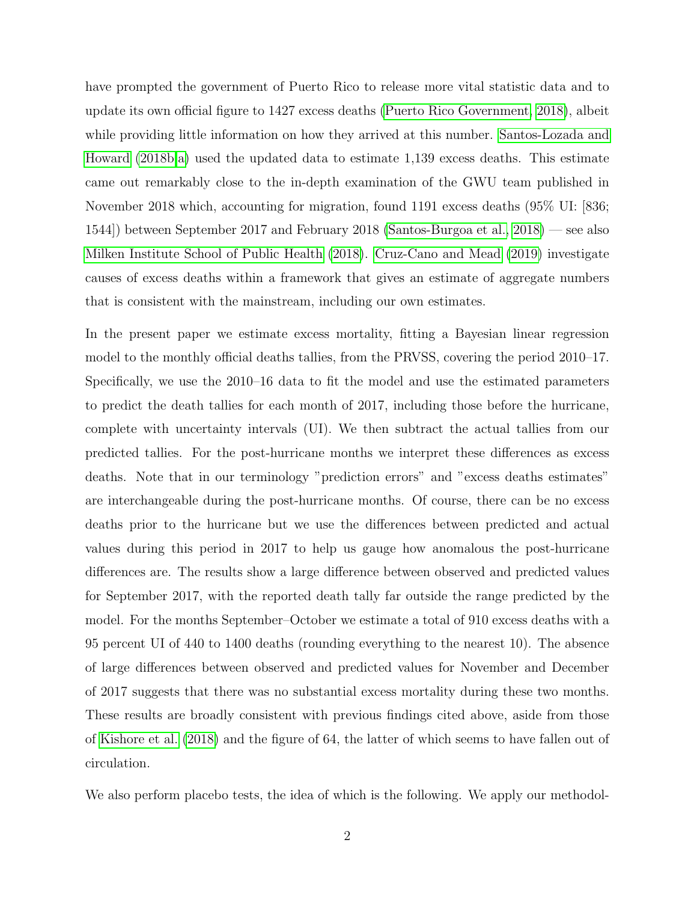have prompted the government of Puerto Rico to release more vital statistic data and to update its own official figure to 1427 excess deaths (Puerto Rico Government, 2018), albeit while providing little information on how they arrived at this number. Santos-Lozada and Howard (2018b,a) used the updated data to estimate 1,139 excess deaths. This estimate came out remarkably close to the in-depth examination of the GWU team published in November 2018 which, accounting for migration, found 1191 excess deaths (95% UI: [836; 1544]) between September 2017 and February 2018 (Santos-Burgoa et al., 2018) — see also Milken Institute School of Public Health (2018). Cruz-Cano and Mead (2019) investigate causes of excess deaths within a framework that gives an estimate of aggregate numbers that is consistent with the mainstream, including our own estimates.

In the present paper we estimate excess mortality, fitting a Bayesian linear regression model to the monthly official deaths tallies, from the PRVSS, covering the period 2010–17. Specifically, we use the 2010–16 data to fit the model and use the estimated parameters to predict the death tallies for each month of 2017, including those before the hurricane, complete with uncertainty intervals (UI). We then subtract the actual tallies from our predicted tallies. For the post-hurricane months we interpret these differences as excess deaths. Note that in our terminology "prediction errors" and "excess deaths estimates" are interchangeable during the post-hurricane months. Of course, there can be no excess deaths prior to the hurricane but we use the differences between predicted and actual values during this period in 2017 to help us gauge how anomalous the post-hurricane differences are. The results show a large difference between observed and predicted values for September 2017, with the reported death tally far outside the range predicted by the model. For the months September–October we estimate a total of 910 excess deaths with a 95 percent UI of 440 to 1400 deaths (rounding everything to the nearest 10). The absence of large differences between observed and predicted values for November and December of 2017 suggests that there was no substantial excess mortality during these two months. These results are broadly consistent with previous findings cited above, aside from those of Kishore et al. (2018) and the figure of 64, the latter of which seems to have fallen out of circulation.

We also perform placebo tests, the idea of which is the following. We apply our methodol-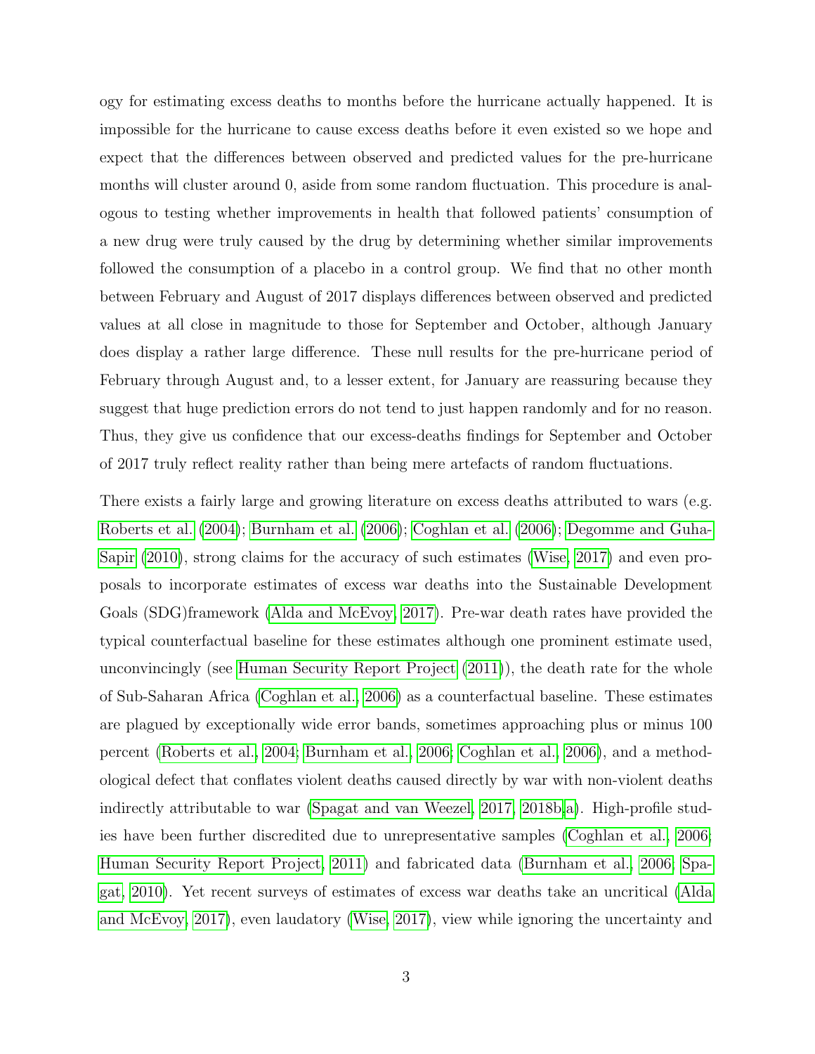ogy for estimating excess deaths to months before the hurricane actually happened. It is impossible for the hurricane to cause excess deaths before it even existed so we hope and expect that the differences between observed and predicted values for the pre-hurricane months will cluster around 0, aside from some random fluctuation. This procedure is analogous to testing whether improvements in health that followed patients' consumption of a new drug were truly caused by the drug by determining whether similar improvements followed the consumption of a placebo in a control group. We find that no other month between February and August of 2017 displays differences between observed and predicted values at all close in magnitude to those for September and October, although January does display a rather large difference. These null results for the pre-hurricane period of February through August and, to a lesser extent, for January are reassuring because they suggest that huge prediction errors do not tend to just happen randomly and for no reason. Thus, they give us confidence that our excess-deaths findings for September and October of 2017 truly reflect reality rather than being mere artefacts of random fluctuations.

There exists a fairly large and growing literature on excess deaths attributed to wars (e.g. Roberts et al. (2004); Burnham et al. (2006); Coghlan et al. (2006); Degomme and Guha-Sapir (2010), strong claims for the accuracy of such estimates (Wise, 2017) and even proposals to incorporate estimates of excess war deaths into the Sustainable Development Goals (SDG)framework (Alda and McEvoy, 2017). Pre-war death rates have provided the typical counterfactual baseline for these estimates although one prominent estimate used, unconvincingly (see Human Security Report Project (2011)), the death rate for the whole of Sub-Saharan Africa (Coghlan et al., 2006) as a counterfactual baseline. These estimates are plagued by exceptionally wide error bands, sometimes approaching plus or minus 100 percent (Roberts et al., 2004; Burnham et al., 2006; Coghlan et al., 2006), and a methodological defect that conflates violent deaths caused directly by war with non-violent deaths indirectly attributable to war (Spagat and van Weezel, 2017, 2018b,a). High-profile studies have been further discredited due to unrepresentative samples (Coghlan et al., 2006; Human Security Report Project, 2011) and fabricated data (Burnham et al., 2006; Spagat, 2010). Yet recent surveys of estimates of excess war deaths take an uncritical (Alda and McEvoy, 2017), even laudatory (Wise, 2017), view while ignoring the uncertainty and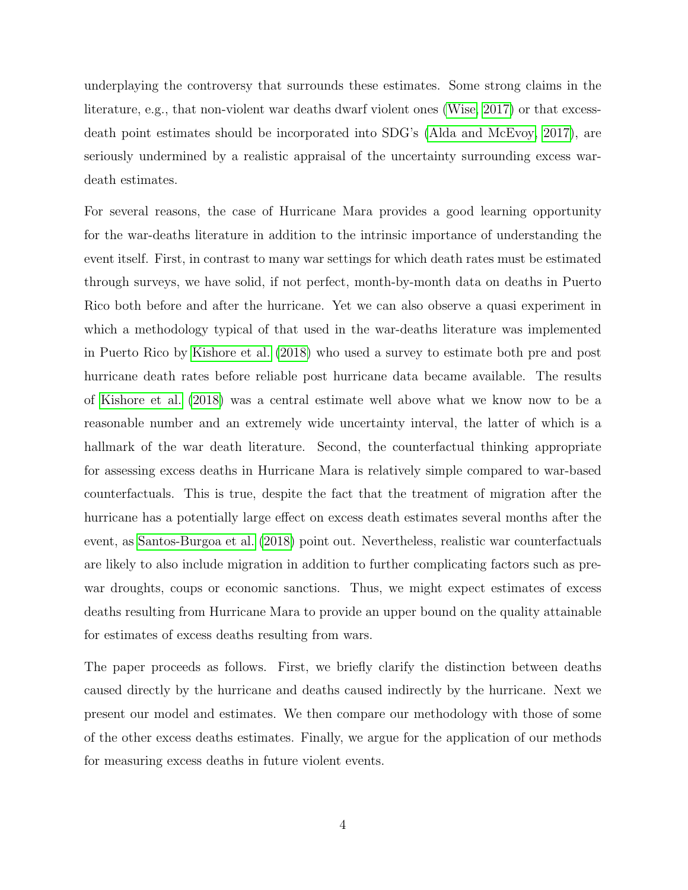underplaying the controversy that surrounds these estimates. Some strong claims in the literature, e.g., that non-violent war deaths dwarf violent ones (Wise, 2017) or that excess-death point estimates should be incorporated into SDG's (Alda and McEvoy, 2017), are seriously undermined by a realistic appraisal of the uncertainty surrounding excess war-death estimates.

For several reasons, the case of Hurricane Mara provides a good learning opportunity for the war-deaths literature in addition to the intrinsic importance of understanding the event itself. First, in contrast to many war settings for which death rates must be estimated through surveys, we have solid, if not perfect, month-by-month data on deaths in Puerto Rico both before and after the hurricane. Yet we can also observe a quasi experiment in which a methodology typical of that used in the war-deaths literature was implemented in Puerto Rico by Kishore et al. (2018) who used a survey to estimate both pre and post hurricane death rates before reliable post hurricane data became available. The results of Kishore et al. (2018) was a central estimate well above what we know now to be a reasonable number and an extremely wide uncertainty interval, the latter of which is a hallmark of the war death literature. Second, the counterfactual thinking appropriate for assessing excess deaths in Hurricane Mara is relatively simple compared to war-based counterfactuals. This is true, despite the fact that the treatment of migration after the hurricane has a potentially large effect on excess death estimates several months after the event, as Santos-Burgoa et al. (2018) point out. Nevertheless, realistic war counterfactuals are likely to also include migration in addition to further complicating factors such as pre-war droughts, coups or economic sanctions. Thus, we might expect estimates of excess deaths resulting from Hurricane Mara to provide an upper bound on the quality attainable for estimates of excess deaths resulting from wars.

The paper proceeds as follows. First, we briefly clarify the distinction between deaths caused directly by the hurricane and deaths caused indirectly by the hurricane. Next we present our model and estimates. We then compare our methodology with those of some of the other excess deaths estimates. Finally, we argue for the application of our methods for measuring excess deaths in future violent events.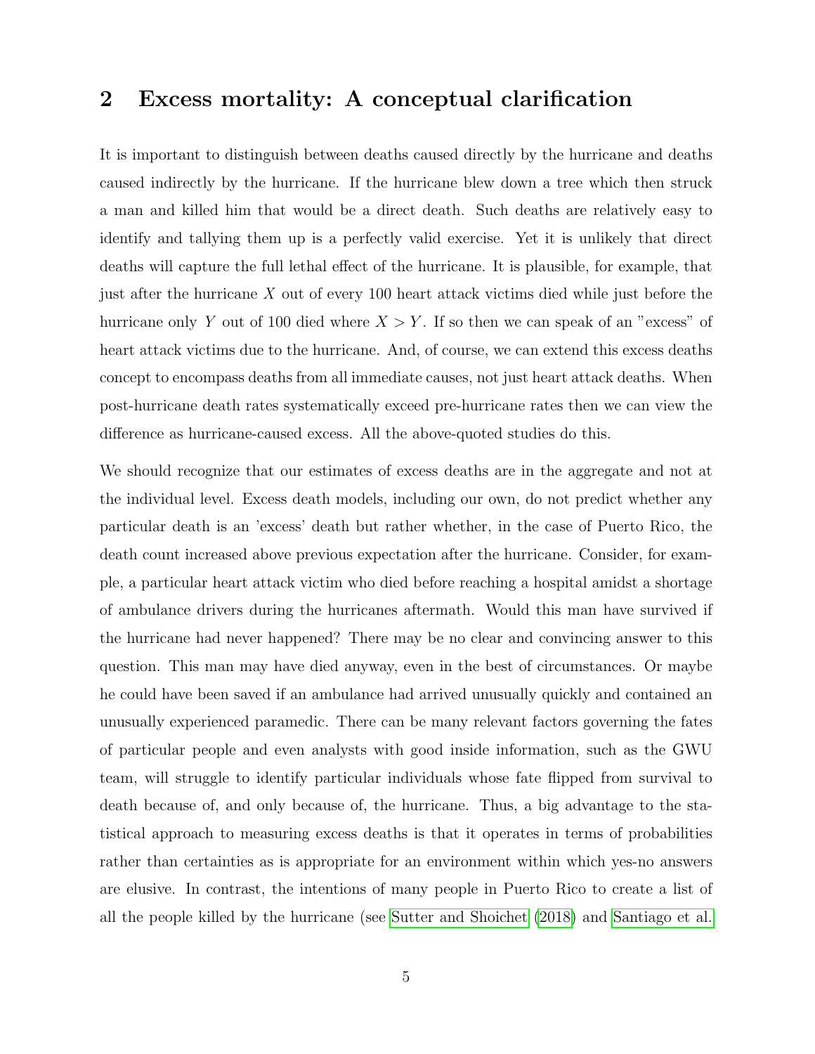## 2 Excess mortality: A conceptual clarification

It is important to distinguish between deaths caused directly by the hurricane and deaths caused indirectly by the hurricane. If the hurricane blew down a tree which then struck a man and killed him that would be a direct death. Such deaths are relatively easy to identify and tallying them up is a perfectly valid exercise. Yet it is unlikely that direct deaths will capture the full lethal effect of the hurricane. It is plausible, for example, that just after the hurricane $X$ out of every 100 heart attack victims died while just before the hurricane only $Y$ out of 100 died where $X > Y$. If so then we can speak of an "excess" of heart attack victims due to the hurricane. And, of course, we can extend this excess deaths concept to encompass deaths from all immediate causes, not just heart attack deaths. When post-hurricane death rates systematically exceed pre-hurricane rates then we can view the difference as hurricane-caused excess. All the above-quoted studies do this.

We should recognize that our estimates of excess deaths are in the aggregate and not at the individual level. Excess death models, including our own, do not predict whether any particular death is an 'excess' death but rather whether, in the case of Puerto Rico, the death count increased above previous expectation after the hurricane. Consider, for example, a particular heart attack victim who died before reaching a hospital amidst a shortage of ambulance drivers during the hurricanes aftermath. Would this man have survived if the hurricane had never happened? There may be no clear and convincing answer to this question. This man may have died anyway, even in the best of circumstances. Or maybe he could have been saved if an ambulance had arrived unusually quickly and contained an unusually experienced paramedic. There can be many relevant factors governing the fates of particular people and even analysts with good inside information, such as the GWU team, will struggle to identify particular individuals whose fate flipped from survival to death because of, and only because of, the hurricane. Thus, a big advantage to the statistical approach to measuring excess deaths is that it operates in terms of probabilities rather than certainties as is appropriate for an environment within which yes-no answers are elusive. In contrast, the intentions of many people in Puerto Rico to create a list of all the people killed by the hurricane (see Sutter and Shoichet (2018) and Santiago et al.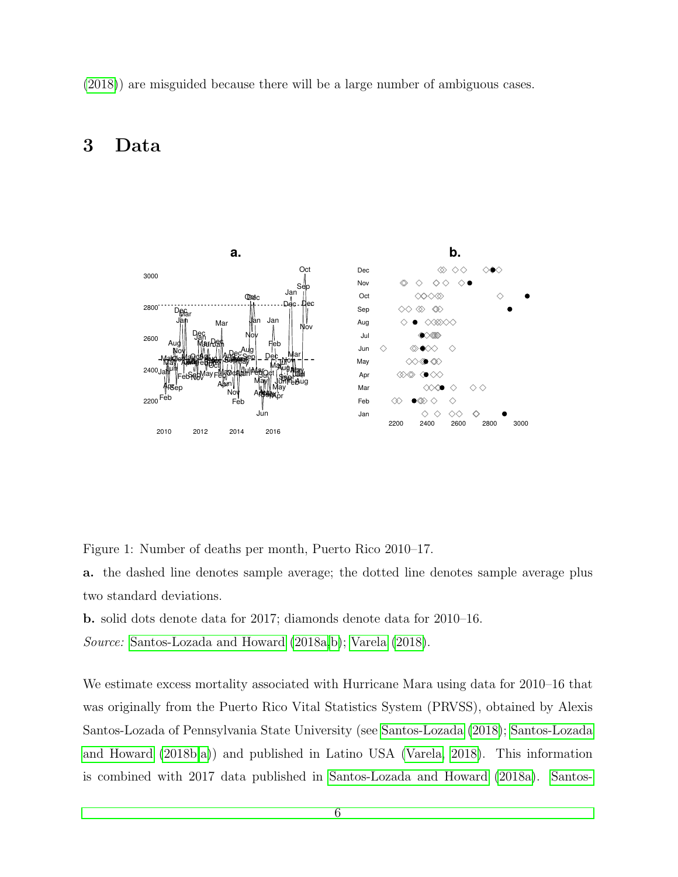(2018)) are misguided because there will be a large number of ambiguous cases.

# 3 Data

Figure 1: Number of deaths per month, Puerto Rico 2010–17.

**a.** the dashed line denotes sample average; the dotted line denotes sample average plus two standard deviations.

**b.** solid dots denote data for 2017; diamonds denote data for 2010–16.

*Source:* Santos-Lozada and Howard (2018a,b); Varela (2018).

We estimate excess mortality associated with Hurricane Mara using data for 2010–16 that was originally from the Puerto Rico Vital Statistics System (PRVSS), obtained by Alexis Santos-Lozada of Pennsylvania State University (see Santos-Lozada (2018); Santos-Lozada and Howard (2018b,a)) and published in Latino USA (Varela, 2018). This information is combined with 2017 data published in Santos-Lozada and Howard (2018a). Santos-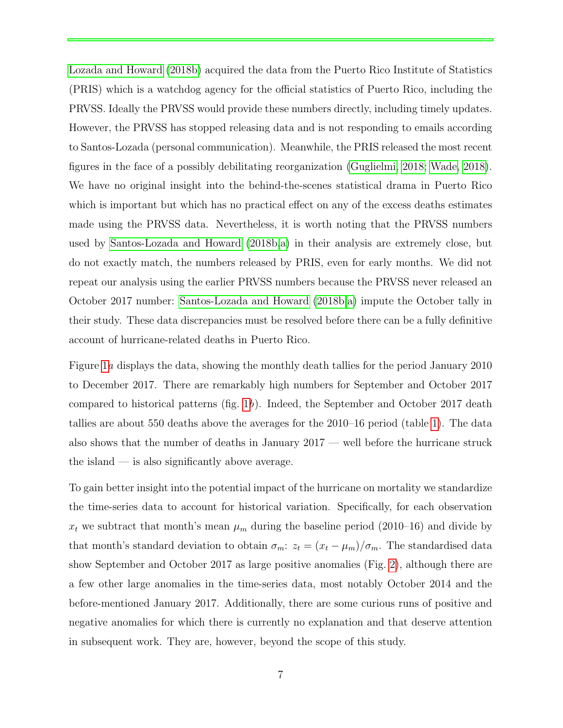Lozada and Howard (2018b) acquired the data from the Puerto Rico Institute of Statistics (PRIS) which is a watchdog agency for the official statistics of Puerto Rico, including the PRVSS. Ideally the PRVSS would provide these numbers directly, including timely updates. However, the PRVSS has stopped releasing data and is not responding to emails according to Santos-Lozada (personal communication). Meanwhile, the PRIS released the most recent figures in the face of a possibly debilitating reorganization (Guglielmi, 2018; Wade, 2018). We have no original insight into the behind-the-scenes statistical drama in Puerto Rico which is important but which has no practical effect on any of the excess deaths estimates made using the PRVSS data. Nevertheless, it is worth noting that the PRVSS numbers used by Santos-Lozada and Howard (2018b,a) in their analysis are extremely close, but do not exactly match, the numbers released by PRIS, even for early months. We did not repeat our analysis using the earlier PRVSS numbers because the PRVSS never released an October 2017 number: Santos-Lozada and Howard (2018b,a) impute the October tally in their study. These data discrepancies must be resolved before there can be a fully definitive account of hurricane-related deaths in Puerto Rico.

Figure 1*a* displays the data, showing the monthly death tallies for the period January 2010 to December 2017. There are remarkably high numbers for September and October 2017 compared to historical patterns (fig. 1*b*). Indeed, the September and October 2017 death tallies are about 550 deaths above the averages for the 2010–16 period (table 1). The data also shows that the number of deaths in January 2017 — well before the hurricane struck the island — is also significantly above average.

To gain better insight into the potential impact of the hurricane on mortality we standardize the time-series data to account for historical variation. Specifically, for each observation $x_t$ we subtract that month's mean $\mu_m$ during the baseline period (2010–16) and divide by that month's standard deviation to obtain $\sigma_m$: $z_t = (x_t - \mu_m)/\sigma_m$. The standardised data show September and October 2017 as large positive anomalies (Fig. 2), although there are a few other large anomalies in the time-series data, most notably October 2014 and the before-mentioned January 2017. Additionally, there are some curious runs of positive and negative anomalies for which there is currently no explanation and that deserve attention in subsequent work. They are, however, beyond the scope of this study.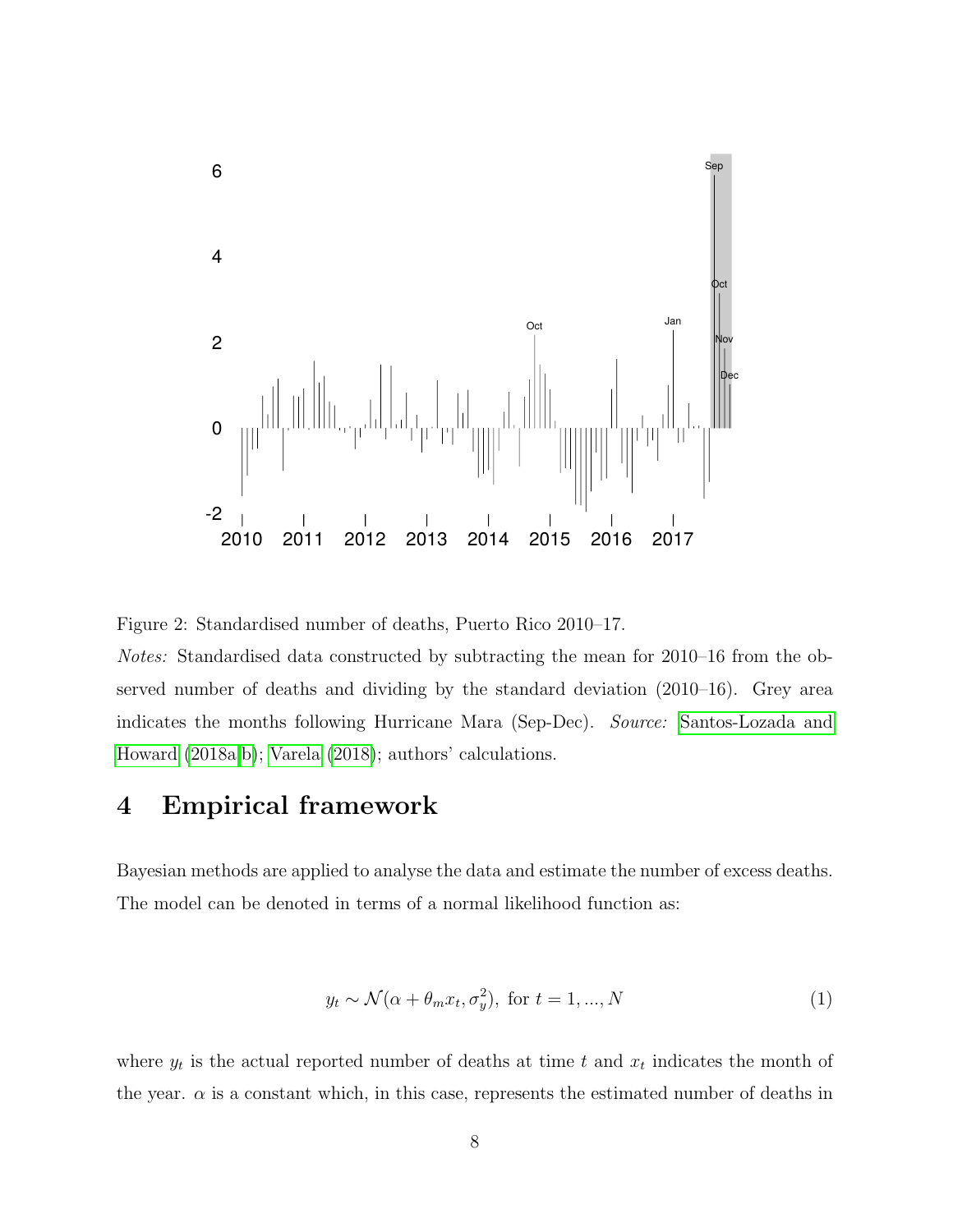Figure 2: Standardised number of deaths, Puerto Rico 2010–17.

*Notes:* Standardised data constructed by subtracting the mean for 2010–16 from the observed number of deaths and dividing by the standard deviation (2010–16). Grey area indicates the months following Hurricane Mara (Sep-Dec). *Source:* Santos-Lozada and Howard (2018a,b); Varela (2018); authors' calculations.

# 4 Empirical framework

Bayesian methods are applied to analyse the data and estimate the number of excess deaths. The model can be denoted in terms of a normal likelihood function as:

$$y_t \sim \mathcal{N}(\alpha + \theta_m x_t, \sigma_y^2), \text{ for } t = 1, ..., N \tag{1}$$

where $y_t$ is the actual reported number of deaths at time $t$ and $x_t$ indicates the month of the year. $\alpha$ is a constant which, in this case, represents the estimated number of deaths in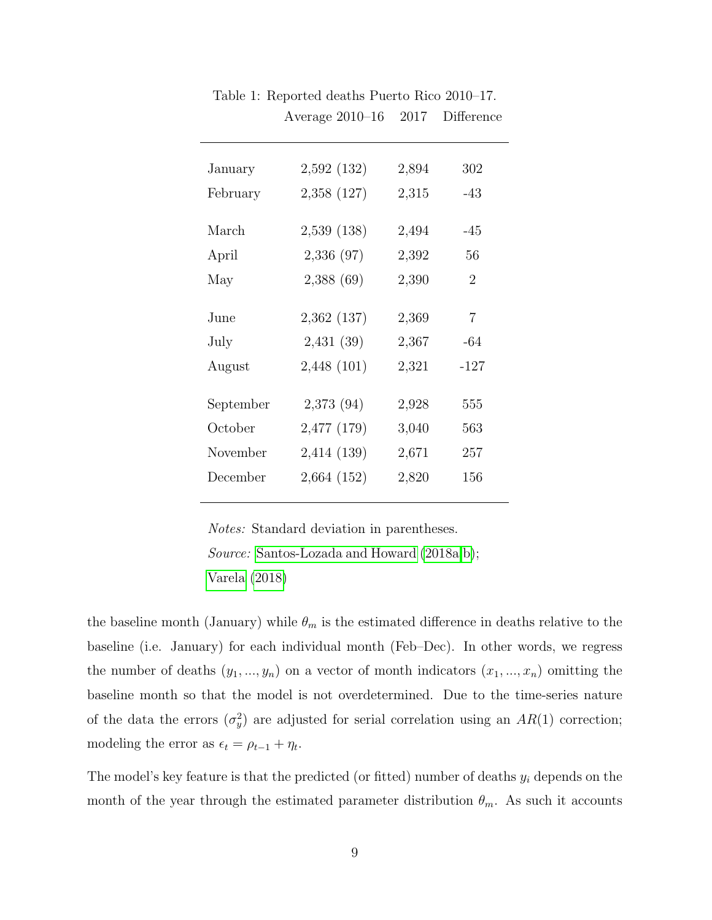Table 1: Reported deaths Puerto Rico 2010–17.

| | Average 2010–16 | 2017 | Difference |
|---|---|---|---|
| January | 2,592 (132) | 2,894 | 302 |
| February | 2,358 (127) | 2,315 | -43 |
| March | 2,539 (138) | 2,494 | -45 |
| April | 2,336 (97) | 2,392 | 56 |
| May | 2,388 (69) | 2,390 | 2 |
| June | 2,362 (137) | 2,369 | 7 |
| July | 2,431 (39) | 2,367 | -64 |
| August | 2,448 (101) | 2,321 | -127 |
| September | 2,373 (94) | 2,928 | 555 |
| October | 2,477 (179) | 3,040 | 563 |
| November | 2,414 (139) | 2,671 | 257 |
| December | 2,664 (152) | 2,820 | 156 |

*Notes:* Standard deviation in parentheses.
*Source:* Santos-Lozada and Howard (2018a,b); Varela (2018)

the baseline month (January) while $\theta_m$ is the estimated difference in deaths relative to the baseline (i.e. January) for each individual month (Feb–Dec). In other words, we regress the number of deaths $(y_1, ..., y_n)$ on a vector of month indicators $(x_1, ..., x_n)$ omitting the baseline month so that the model is not overdetermined. Due to the time-series nature of the data the errors $(\sigma_y^2)$ are adjusted for serial correlation using an $AR(1)$ correction; modeling the error as $\epsilon_t = \rho_{t-1} + \eta_t$.

The model's key feature is that the predicted (or fitted) number of deaths $y_i$ depends on the month of the year through the estimated parameter distribution $\theta_m$. As such it accounts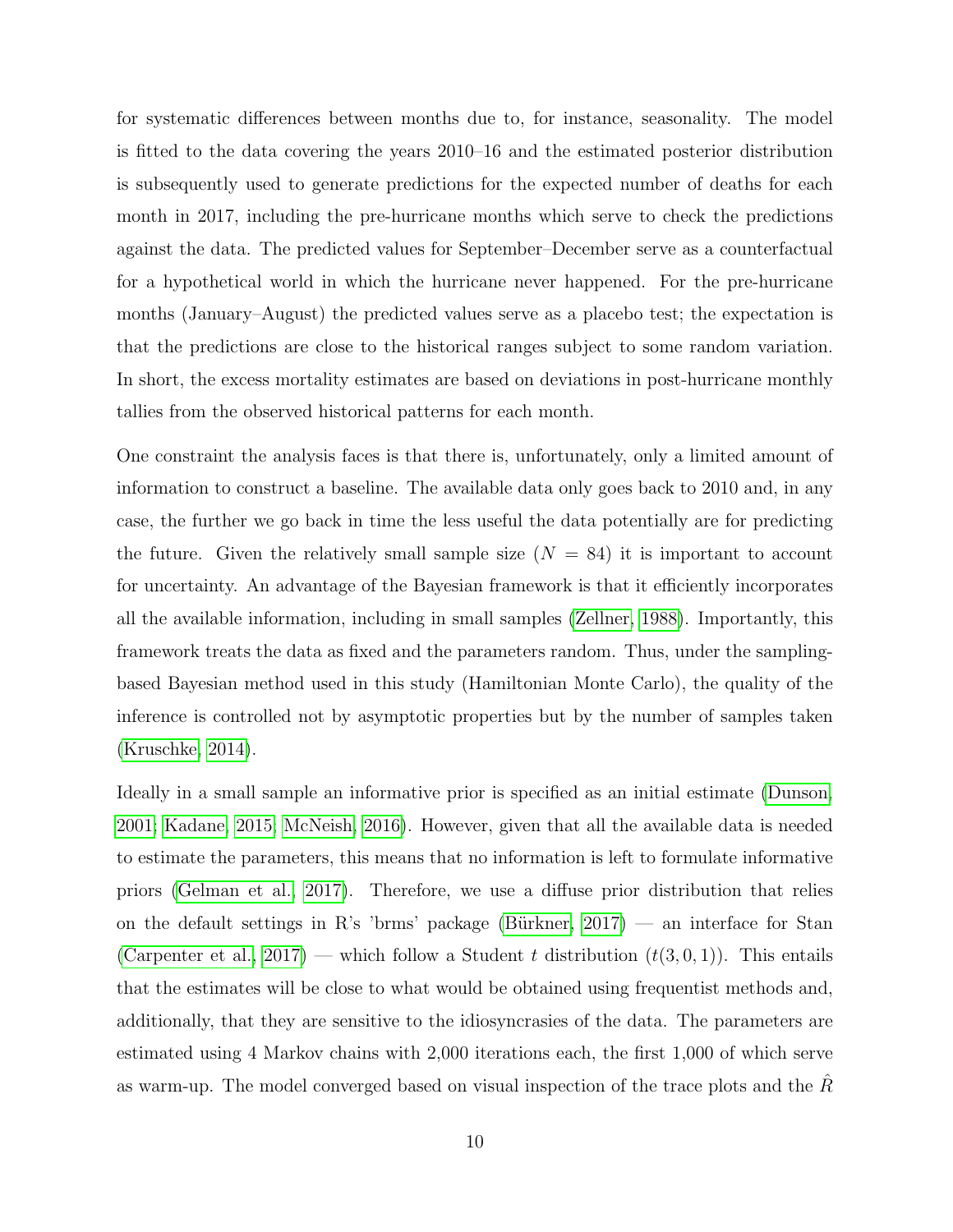for systematic differences between months due to, for instance, seasonality. The model is fitted to the data covering the years 2010–16 and the estimated posterior distribution is subsequently used to generate predictions for the expected number of deaths for each month in 2017, including the pre-hurricane months which serve to check the predictions against the data. The predicted values for September–December serve as a counterfactual for a hypothetical world in which the hurricane never happened. For the pre-hurricane months (January–August) the predicted values serve as a placebo test; the expectation is that the predictions are close to the historical ranges subject to some random variation. In short, the excess mortality estimates are based on deviations in post-hurricane monthly tallies from the observed historical patterns for each month.

One constraint the analysis faces is that there is, unfortunately, only a limited amount of information to construct a baseline. The available data only goes back to 2010 and, in any case, the further we go back in time the less useful the data potentially are for predicting the future. Given the relatively small sample size ($N = 84$) it is important to account for uncertainty. An advantage of the Bayesian framework is that it efficiently incorporates all the available information, including in small samples (Zellner, 1988). Importantly, this framework treats the data as fixed and the parameters random. Thus, under the sampling-based Bayesian method used in this study (Hamiltonian Monte Carlo), the quality of the inference is controlled not by asymptotic properties but by the number of samples taken (Kruschke, 2014).

Ideally in a small sample an informative prior is specified as an initial estimate (Dunson, 2001; Kadane, 2015; McNeish, 2016). However, given that all the available data is needed to estimate the parameters, this means that no information is left to formulate informative priors (Gelman et al., 2017). Therefore, we use a diffuse prior distribution that relies on the default settings in R's 'brms' package (Bürkner, 2017) — an interface for Stan (Carpenter et al., 2017) — which follow a Student $t$ distribution ($t(3, 0, 1)$). This entails that the estimates will be close to what would be obtained using frequentist methods and, additionally, that they are sensitive to the idiosyncrasies of the data. The parameters are estimated using 4 Markov chains with 2,000 iterations each, the first 1,000 of which serve as warm-up. The model converged based on visual inspection of the trace plots and the $\hat{R}$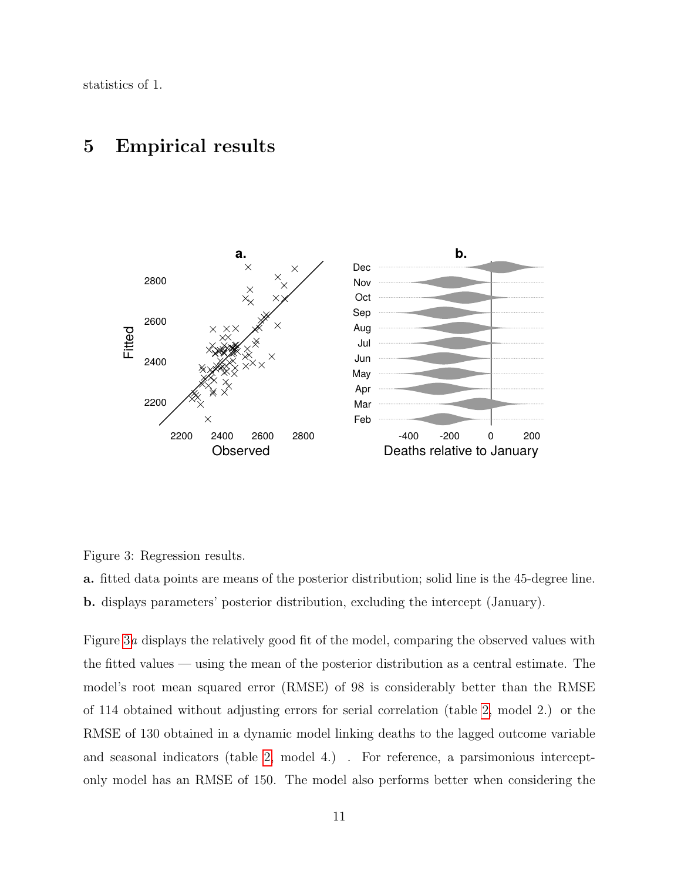statistics of 1.

# 5 Empirical results

Figure 3: Regression results.

**a.** fitted data points are means of the posterior distribution; solid line is the 45-degree line.

**b.** displays parameters' posterior distribution, excluding the intercept (January).

Figure 3*a* displays the relatively good fit of the model, comparing the observed values with the fitted values — using the mean of the posterior distribution as a central estimate. The model's root mean squared error (RMSE) of 98 is considerably better than the RMSE of 114 obtained without adjusting errors for serial correlation (table 2, model 2.) or the RMSE of 130 obtained in a dynamic model linking deaths to the lagged outcome variable and seasonal indicators (table 2, model 4.) . For reference, a parsimonious intercept-only model has an RMSE of 150. The model also performs better when considering the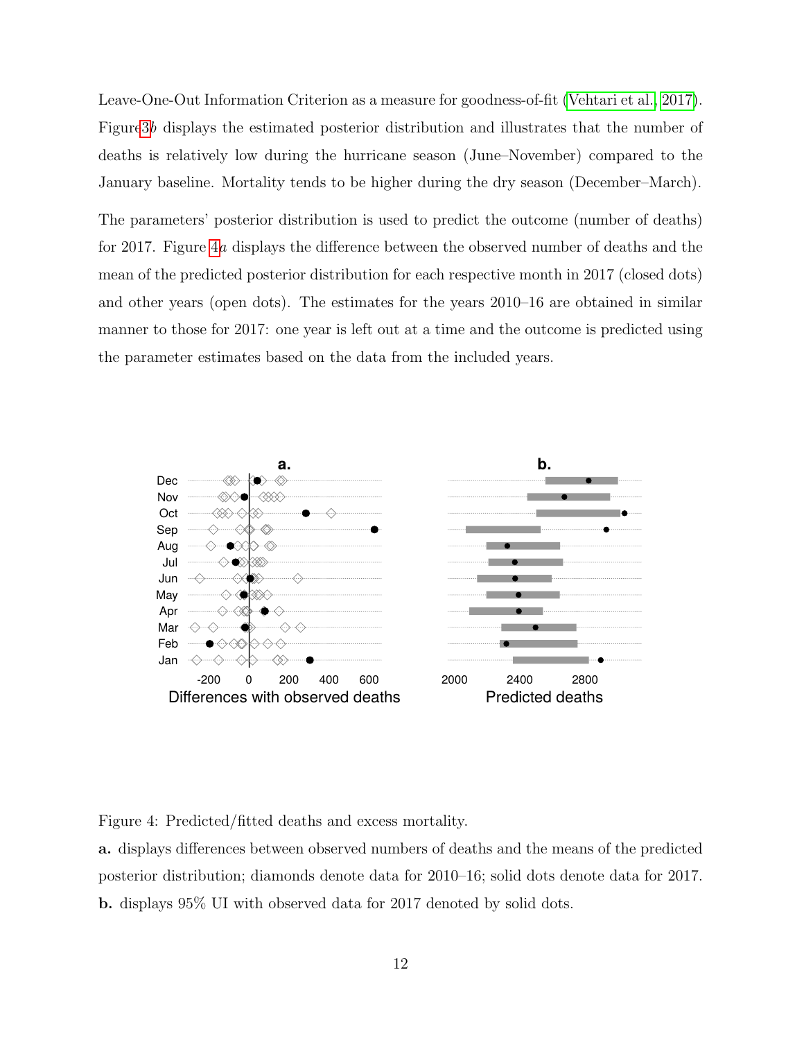Leave-One-Out Information Criterion as a measure for goodness-of-fit (Vehtari et al., 2017). Figure 3*b* displays the estimated posterior distribution and illustrates that the number of deaths is relatively low during the hurricane season (June–November) compared to the January baseline. Mortality tends to be higher during the dry season (December–March).

The parameters' posterior distribution is used to predict the outcome (number of deaths) for 2017. Figure 4*a* displays the difference between the observed number of deaths and the mean of the predicted posterior distribution for each respective month in 2017 (closed dots) and other years (open dots). The estimates for the years 2010–16 are obtained in similar manner to those for 2017: one year is left out at a time and the outcome is predicted using the parameter estimates based on the data from the included years.

Figure 4: Predicted/fitted deaths and excess mortality.

**a.** displays differences between observed numbers of deaths and the means of the predicted posterior distribution; diamonds denote data for 2010–16; solid dots denote data for 2017.

**b.** displays 95% UI with observed data for 2017 denoted by solid dots.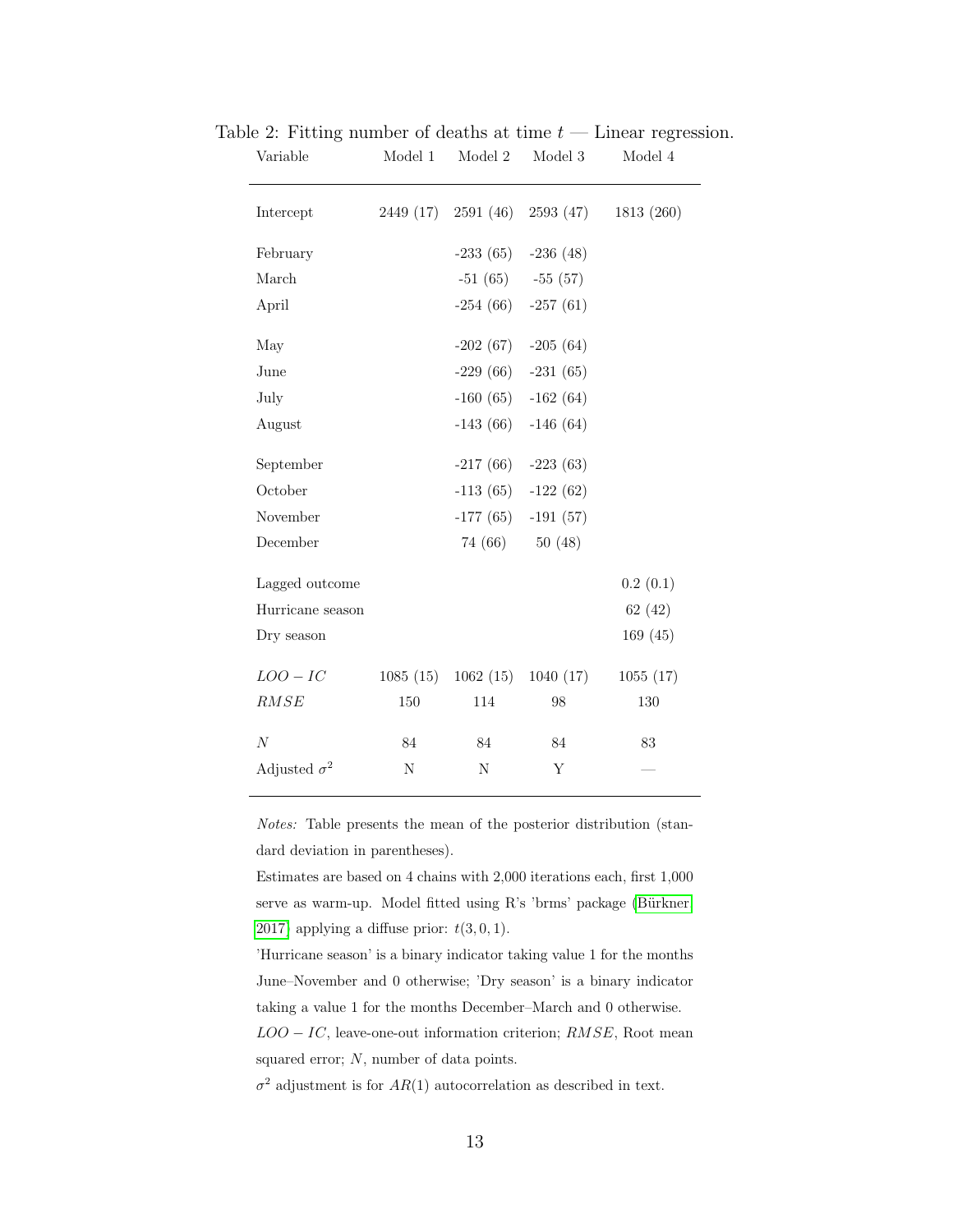Table 2: Fitting number of deaths at time $t$ — Linear regression.

| Variable | Model 1 | Model 2 | Model 3 | Model 4 |
|---|---|---|---|---|
| Intercept | 2449 (17) | 2591 (46) | 2593 (47) | 1813 (260) |
| February | | -233 (65) | -236 (48) | |
| March | | -51 (65) | -55 (57) | |
| April | | -254 (66) | -257 (61) | |
| May | | -202 (67) | -205 (64) | |
| June | | -229 (66) | -231 (65) | |
| July | | -160 (65) | -162 (64) | |
| August | | -143 (66) | -146 (64) | |
| September | | -217 (66) | -223 (63) | |
| October | | -113 (65) | -122 (62) | |
| November | | -177 (65) | -191 (57) | |
| December | | 74 (66) | 50 (48) | |
| Lagged outcome | | | | 0.2 (0.1) |
| Hurricane season | | | | 62 (42) |
| Dry season | | | | 169 (45) |
| $LOO-IC$ | 1085 (15) | 1062 (15) | 1040 (17) | 1055 (17) |
| $RMSE$ | 150 | 114 | 98 | 130 |
| $N$ | 84 | 84 | 84 | 83 |
| Adjusted $\sigma^2$ | N | N | Y | — |

*Notes:* Table presents the mean of the posterior distribution (standard deviation in parentheses).

Estimates are based on 4 chains with 2,000 iterations each, first 1,000 serve as warm-up. Model fitted using R's 'brms' package (Bürkner 2017) applying a diffuse prior: $t(3, 0, 1)$.

'Hurricane season' is a binary indicator taking value 1 for the months June–November and 0 otherwise; 'Dry season' is a binary indicator taking a value 1 for the months December–March and 0 otherwise.

$LOO-IC$, leave-one-out information criterion; $RMSE$, Root mean squared error; $N$, number of data points.

$\sigma^2$ adjustment is for $AR(1)$ autocorrelation as described in text.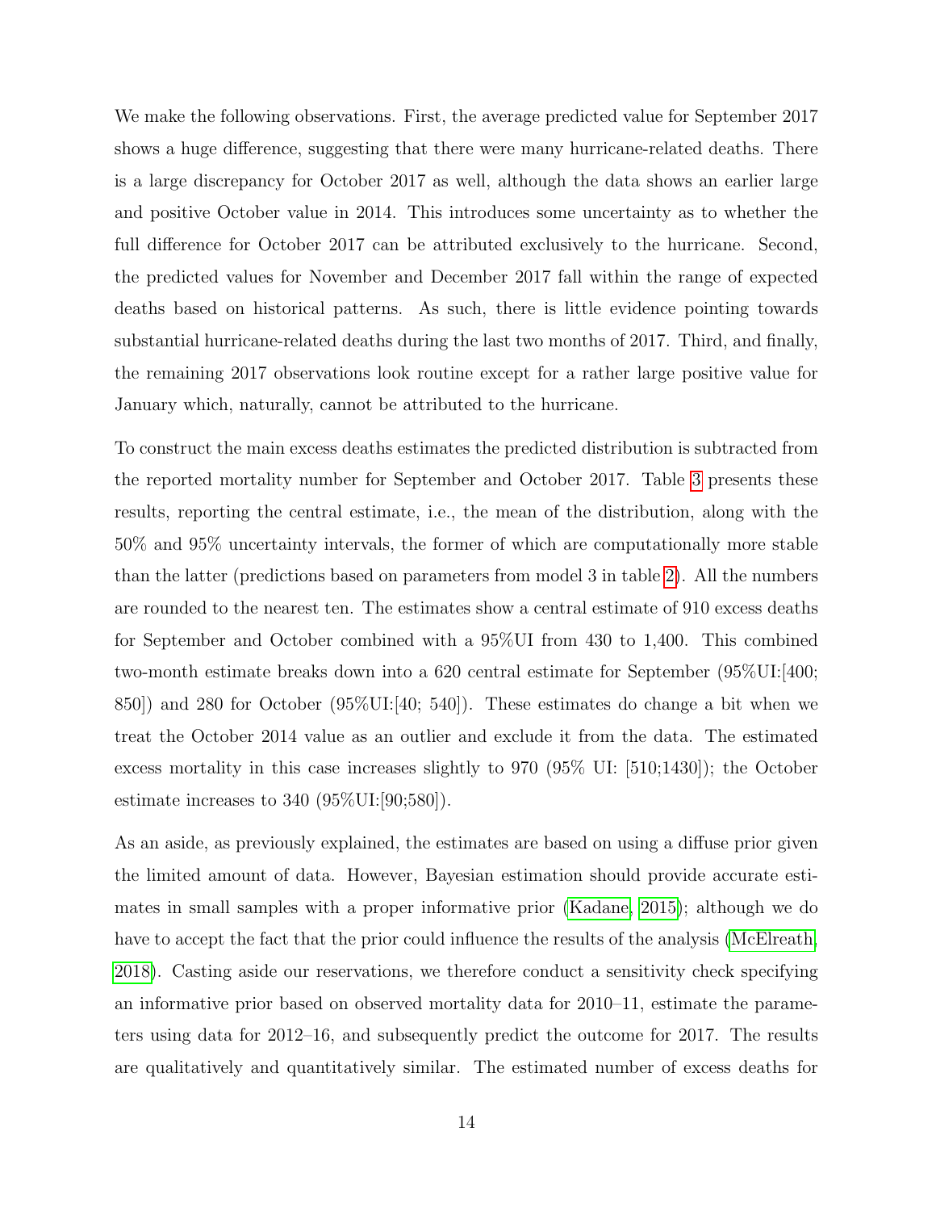We make the following observations. First, the average predicted value for September 2017 shows a huge difference, suggesting that there were many hurricane-related deaths. There is a large discrepancy for October 2017 as well, although the data shows an earlier large and positive October value in 2014. This introduces some uncertainty as to whether the full difference for October 2017 can be attributed exclusively to the hurricane. Second, the predicted values for November and December 2017 fall within the range of expected deaths based on historical patterns. As such, there is little evidence pointing towards substantial hurricane-related deaths during the last two months of 2017. Third, and finally, the remaining 2017 observations look routine except for a rather large positive value for January which, naturally, cannot be attributed to the hurricane.

To construct the main excess deaths estimates the predicted distribution is subtracted from the reported mortality number for September and October 2017. Table 3 presents these results, reporting the central estimate, i.e., the mean of the distribution, along with the 50% and 95% uncertainty intervals, the former of which are computationally more stable than the latter (predictions based on parameters from model 3 in table 2). All the numbers are rounded to the nearest ten. The estimates show a central estimate of 910 excess deaths for September and October combined with a 95%UI from 430 to 1,400. This combined two-month estimate breaks down into a 620 central estimate for September (95%UI:[400; 850]) and 280 for October (95%UI:[40; 540]). These estimates do change a bit when we treat the October 2014 value as an outlier and exclude it from the data. The estimated excess mortality in this case increases slightly to 970 (95% UI: [510;1430]); the October estimate increases to 340 (95%UI:[90;580]).

As an aside, as previously explained, the estimates are based on using a diffuse prior given the limited amount of data. However, Bayesian estimation should provide accurate estimates in small samples with a proper informative prior (Kadane, 2015); although we do have to accept the fact that the prior could influence the results of the analysis (McElreath, 2018). Casting aside our reservations, we therefore conduct a sensitivity check specifying an informative prior based on observed mortality data for 2010–11, estimate the parameters using data for 2012–16, and subsequently predict the outcome for 2017. The results are qualitatively and quantitatively similar. The estimated number of excess deaths for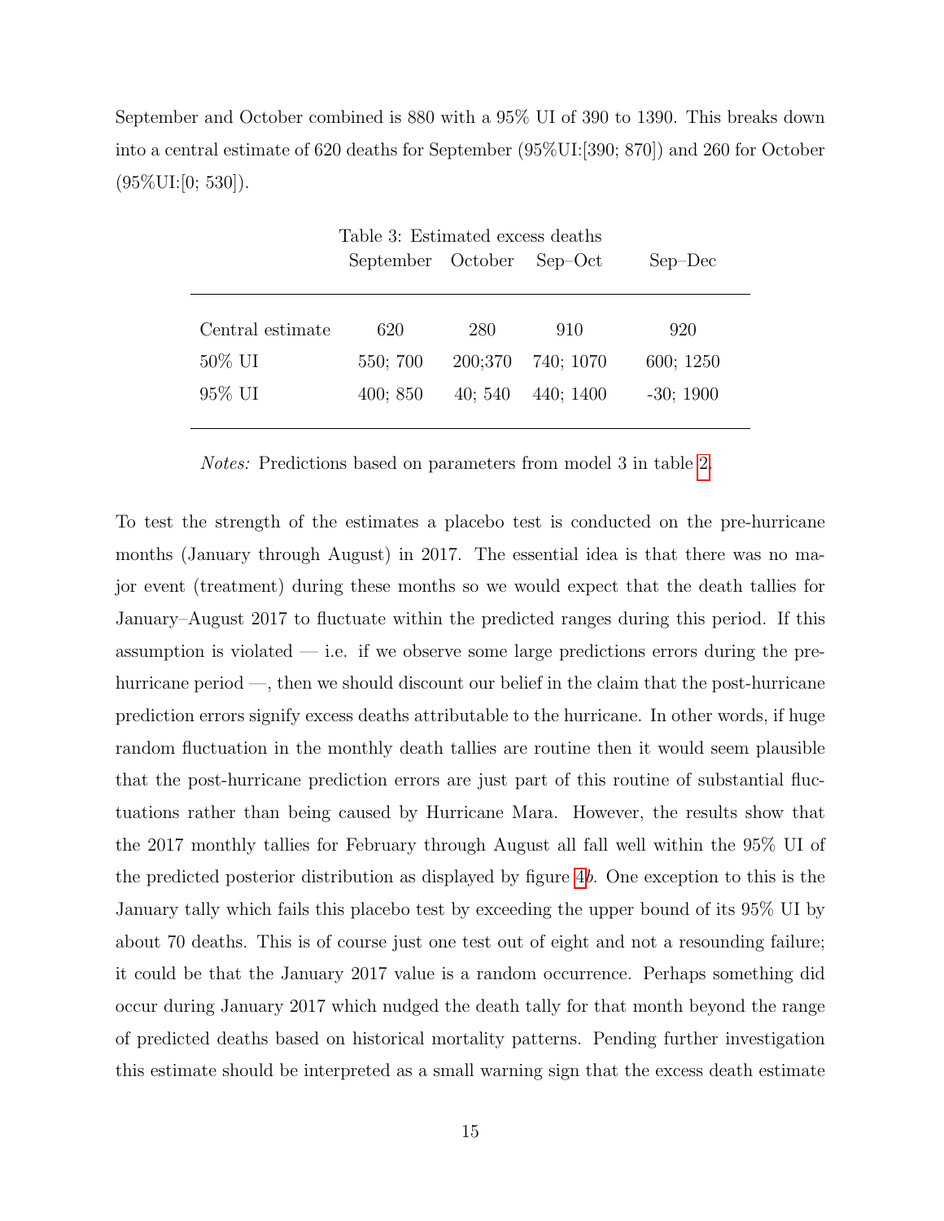September and October combined is 880 with a 95% UI of 390 to 1390. This breaks down into a central estimate of 620 deaths for September (95%UI:[390; 870]) and 260 for October (95%UI:[0; 530]).

Table 3: Estimated excess deaths

| | September | October | Sep–Oct | Sep–Dec |
|---|---|---|---|---|
| Central estimate | 620 | 280 | 910 | 920 |
| 50% UI | 550; 700 | 200;370 | 740; 1070 | 600; 1250 |
| 95% UI | 400; 850 | 40; 540 | 440; 1400 | -30; 1900 |

*Notes:* Predictions based on parameters from model 3 in table 2.

To test the strength of the estimates a placebo test is conducted on the pre-hurricane months (January through August) in 2017. The essential idea is that there was no major event (treatment) during these months so we would expect that the death tallies for January–August 2017 to fluctuate within the predicted ranges during this period. If this assumption is violated — i.e. if we observe some large predictions errors during the pre-hurricane period —, then we should discount our belief in the claim that the post-hurricane prediction errors signify excess deaths attributable to the hurricane. In other words, if huge random fluctuation in the monthly death tallies are routine then it would seem plausible that the post-hurricane prediction errors are just part of this routine of substantial fluctuations rather than being caused by Hurricane Mara. However, the results show that the 2017 monthly tallies for February through August all fall well within the 95% UI of the predicted posterior distribution as displayed by figure 4*b*. One exception to this is the January tally which fails this placebo test by exceeding the upper bound of its 95% UI by about 70 deaths. This is of course just one test out of eight and not a resounding failure; it could be that the January 2017 value is a random occurrence. Perhaps something did occur during January 2017 which nudged the death tally for that month beyond the range of predicted deaths based on historical mortality patterns. Pending further investigation this estimate should be interpreted as a small warning sign that the excess death estimate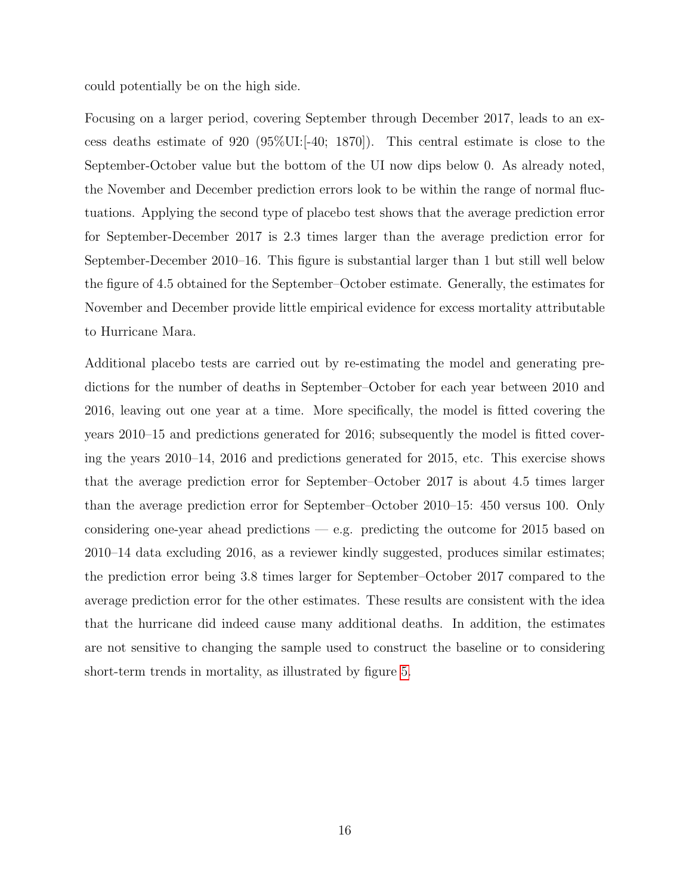could potentially be on the high side.

Focusing on a larger period, covering September through December 2017, leads to an excess deaths estimate of 920 (95%UI:[-40; 1870]). This central estimate is close to the September-October value but the bottom of the UI now dips below 0. As already noted, the November and December prediction errors look to be within the range of normal fluctuations. Applying the second type of placebo test shows that the average prediction error for September-December 2017 is 2.3 times larger than the average prediction error for September-December 2010–16. This figure is substantial larger than 1 but still well below the figure of 4.5 obtained for the September–October estimate. Generally, the estimates for November and December provide little empirical evidence for excess mortality attributable to Hurricane Mara.

Additional placebo tests are carried out by re-estimating the model and generating predictions for the number of deaths in September–October for each year between 2010 and 2016, leaving out one year at a time. More specifically, the model is fitted covering the years 2010–15 and predictions generated for 2016; subsequently the model is fitted covering the years 2010–14, 2016 and predictions generated for 2015, etc. This exercise shows that the average prediction error for September–October 2017 is about 4.5 times larger than the average prediction error for September–October 2010–15: 450 versus 100. Only considering one-year ahead predictions — e.g. predicting the outcome for 2015 based on 2010–14 data excluding 2016, as a reviewer kindly suggested, produces similar estimates; the prediction error being 3.8 times larger for September–October 2017 compared to the average prediction error for the other estimates. These results are consistent with the idea that the hurricane did indeed cause many additional deaths. In addition, the estimates are not sensitive to changing the sample used to construct the baseline or to considering short-term trends in mortality, as illustrated by figure 5.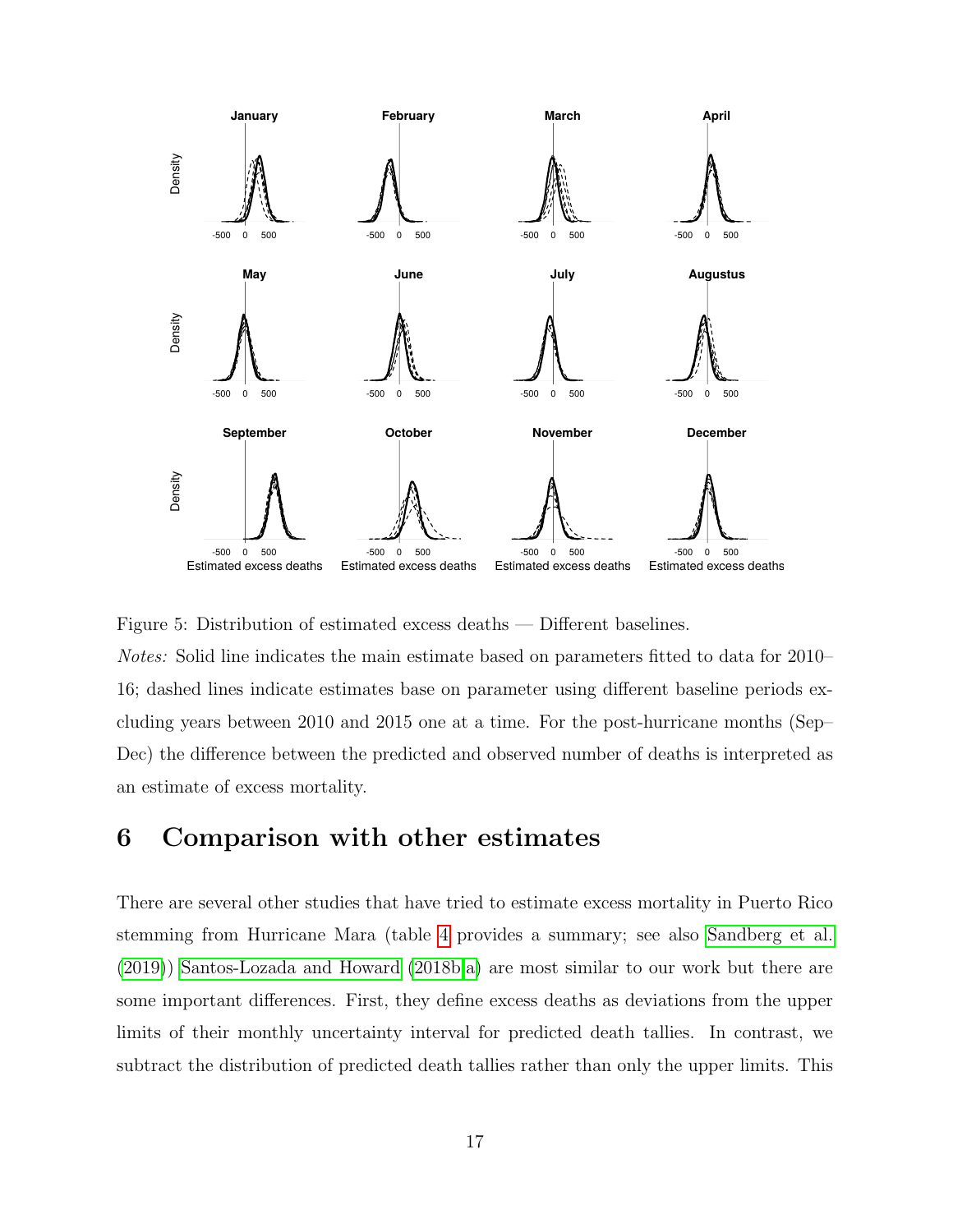Figure 5: Distribution of estimated excess deaths — Different baselines.

*Notes:* Solid line indicates the main estimate based on parameters fitted to data for 2010–16; dashed lines indicate estimates base on parameter using different baseline periods excluding years between 2010 and 2015 one at a time. For the post-hurricane months (Sep–Dec) the difference between the predicted and observed number of deaths is interpreted as an estimate of excess mortality.

# 6 Comparison with other estimates

There are several other studies that have tried to estimate excess mortality in Puerto Rico stemming from Hurricane Mara (table 4 provides a summary; see also Sandberg et al. (2019)) Santos-Lozada and Howard (2018b,a) are most similar to our work but there are some important differences. First, they define excess deaths as deviations from the upper limits of their monthly uncertainty interval for predicted death tallies. In contrast, we subtract the distribution of predicted death tallies rather than only the upper limits. This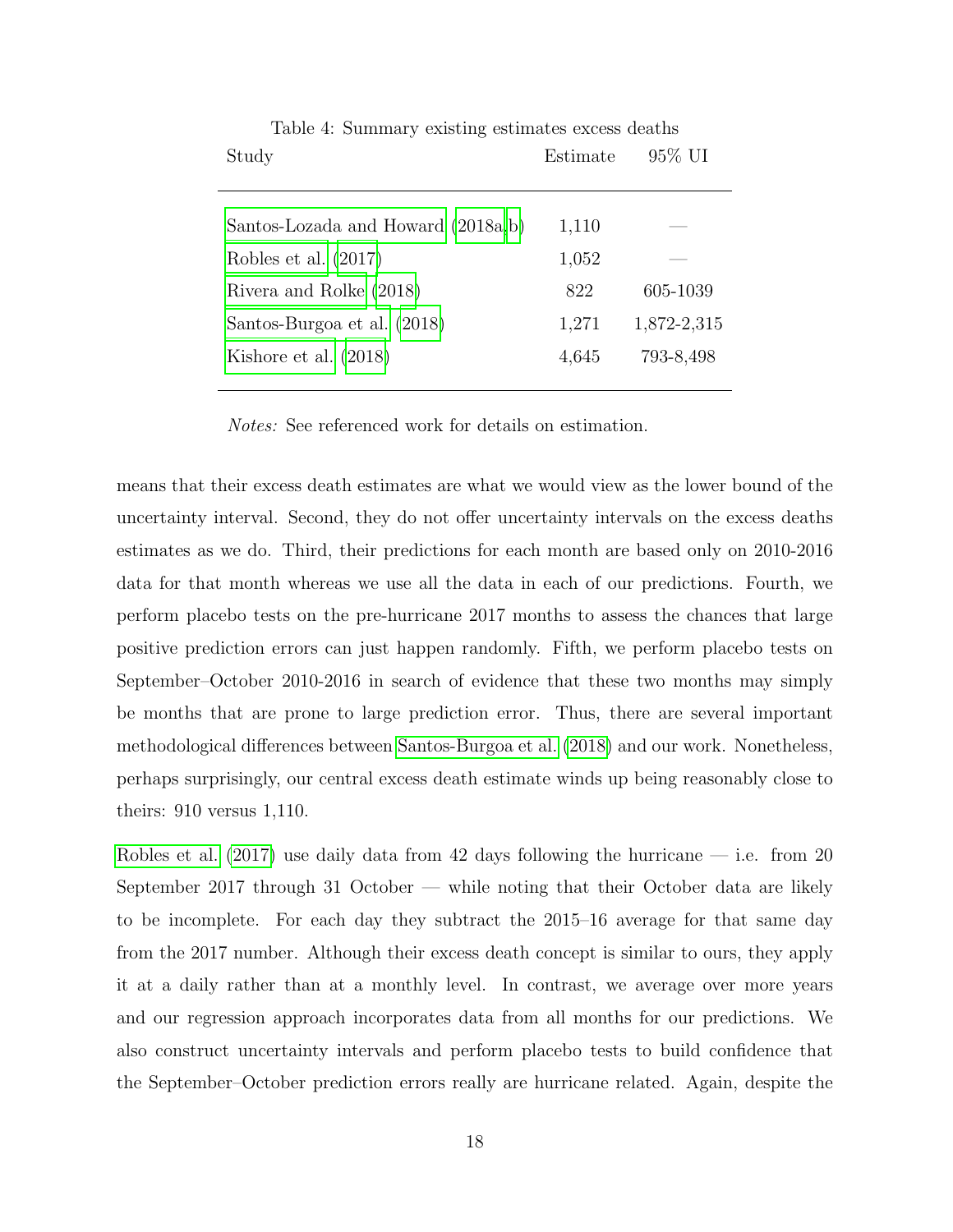Table 4: Summary existing estimates excess deaths

| Study | Estimate | 95% UI |
|---|---|---|
| Santos-Lozada and Howard (2018a,b) | 1,110 | — |
| Robles et al. (2017) | 1,052 | — |
| Rivera and Rolke (2018) | 822 | 605-1039 |
| Santos-Burgoa et al. (2018) | 1,271 | 1,872-2,315 |
| Kishore et al. (2018) | 4,645 | 793-8,498 |

*Notes:* See referenced work for details on estimation.

means that their excess death estimates are what we would view as the lower bound of the uncertainty interval. Second, they do not offer uncertainty intervals on the excess deaths estimates as we do. Third, their predictions for each month are based only on 2010-2016 data for that month whereas we use all the data in each of our predictions. Fourth, we perform placebo tests on the pre-hurricane 2017 months to assess the chances that large positive prediction errors can just happen randomly. Fifth, we perform placebo tests on September–October 2010-2016 in search of evidence that these two months may simply be months that are prone to large prediction error. Thus, there are several important methodological differences between Santos-Burgoa et al. (2018) and our work. Nonetheless, perhaps surprisingly, our central excess death estimate winds up being reasonably close to theirs: 910 versus 1,110.

Robles et al. (2017) use daily data from 42 days following the hurricane — i.e. from 20 September 2017 through 31 October — while noting that their October data are likely to be incomplete. For each day they subtract the 2015–16 average for that same day from the 2017 number. Although their excess death concept is similar to ours, they apply it at a daily rather than at a monthly level. In contrast, we average over more years and our regression approach incorporates data from all months for our predictions. We also construct uncertainty intervals and perform placebo tests to build confidence that the September–October prediction errors really are hurricane related. Again, despite the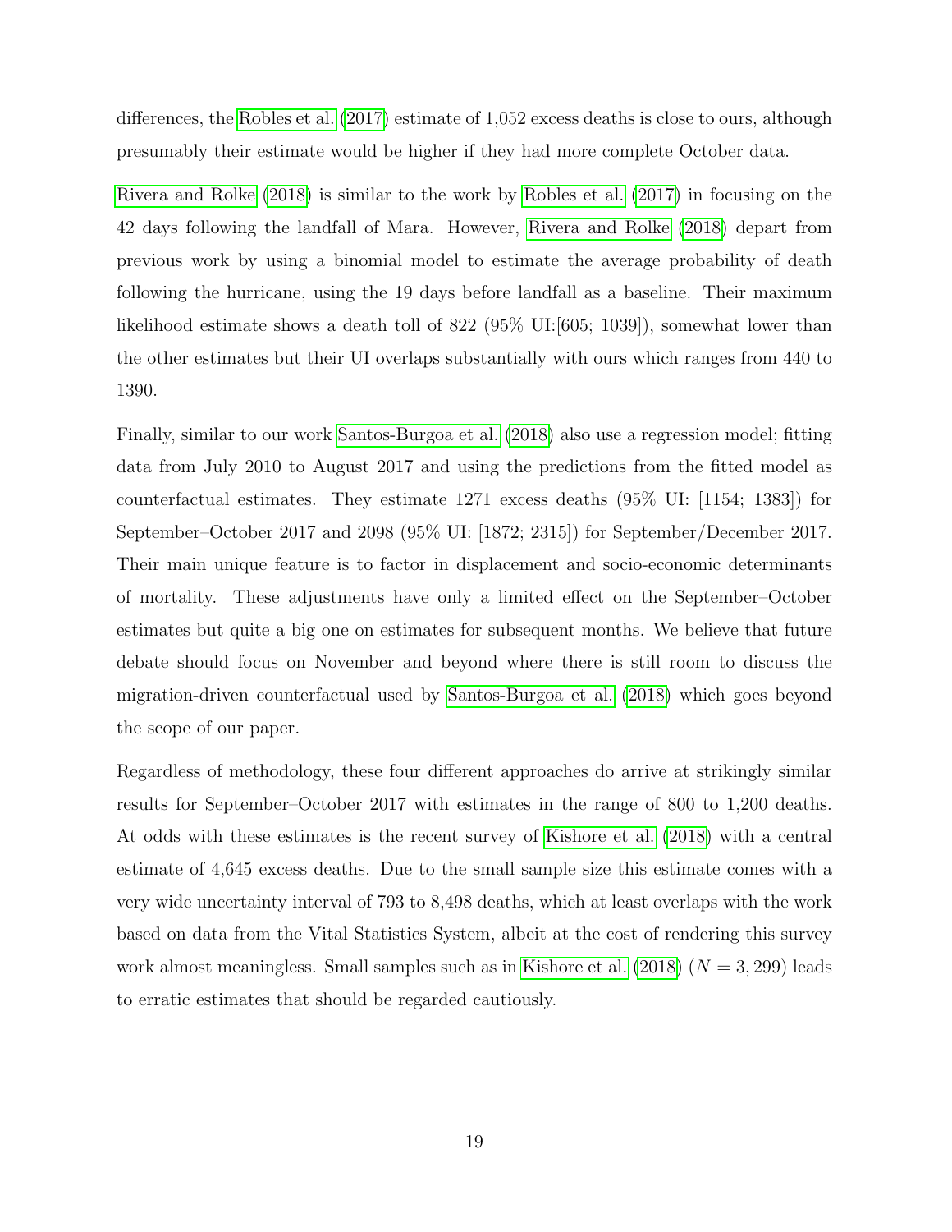differences, the Robles et al. (2017) estimate of 1,052 excess deaths is close to ours, although presumably their estimate would be higher if they had more complete October data.

Rivera and Rolke (2018) is similar to the work by Robles et al. (2017) in focusing on the 42 days following the landfall of Mara. However, Rivera and Rolke (2018) depart from previous work by using a binomial model to estimate the average probability of death following the hurricane, using the 19 days before landfall as a baseline. Their maximum likelihood estimate shows a death toll of 822 (95% UI:[605; 1039]), somewhat lower than the other estimates but their UI overlaps substantially with ours which ranges from 440 to 1390.

Finally, similar to our work Santos-Burgoa et al. (2018) also use a regression model; fitting data from July 2010 to August 2017 and using the predictions from the fitted model as counterfactual estimates. They estimate 1271 excess deaths (95% UI: [1154; 1383]) for September–October 2017 and 2098 (95% UI: [1872; 2315]) for September/December 2017. Their main unique feature is to factor in displacement and socio-economic determinants of mortality. These adjustments have only a limited effect on the September–October estimates but quite a big one on estimates for subsequent months. We believe that future debate should focus on November and beyond where there is still room to discuss the migration-driven counterfactual used by Santos-Burgoa et al. (2018) which goes beyond the scope of our paper.

Regardless of methodology, these four different approaches do arrive at strikingly similar results for September–October 2017 with estimates in the range of 800 to 1,200 deaths. At odds with these estimates is the recent survey of Kishore et al. (2018) with a central estimate of 4,645 excess deaths. Due to the small sample size this estimate comes with a very wide uncertainty interval of 793 to 8,498 deaths, which at least overlaps with the work based on data from the Vital Statistics System, albeit at the cost of rendering this survey work almost meaningless. Small samples such as in Kishore et al. (2018) ($N = 3,299$) leads to erratic estimates that should be regarded cautiously.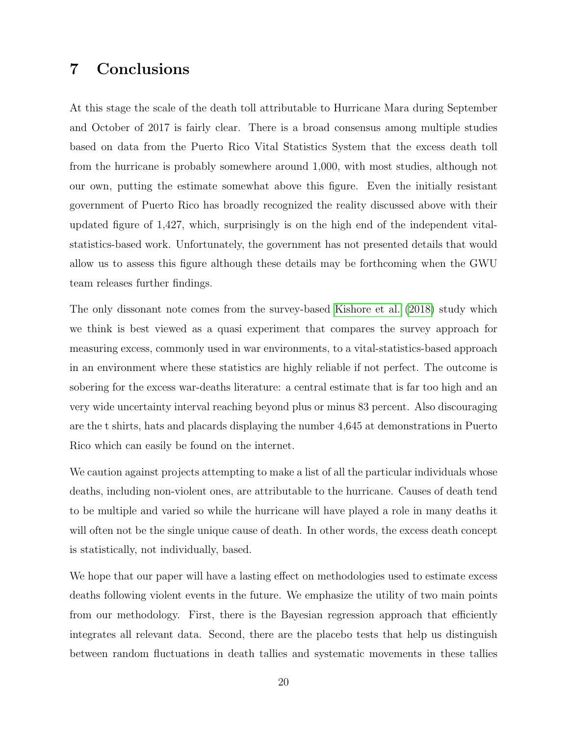# 7 Conclusions

At this stage the scale of the death toll attributable to Hurricane Mara during September and October of 2017 is fairly clear. There is a broad consensus among multiple studies based on data from the Puerto Rico Vital Statistics System that the excess death toll from the hurricane is probably somewhere around 1,000, with most studies, although not our own, putting the estimate somewhat above this figure. Even the initially resistant government of Puerto Rico has broadly recognized the reality discussed above with their updated figure of 1,427, which, surprisingly is on the high end of the independent vital-statistics-based work. Unfortunately, the government has not presented details that would allow us to assess this figure although these details may be forthcoming when the GWU team releases further findings.

The only dissonant note comes from the survey-based Kishore et al. (2018) study which we think is best viewed as a quasi experiment that compares the survey approach for measuring excess, commonly used in war environments, to a vital-statistics-based approach in an environment where these statistics are highly reliable if not perfect. The outcome is sobering for the excess war-deaths literature: a central estimate that is far too high and an very wide uncertainty interval reaching beyond plus or minus 83 percent. Also discouraging are the t shirts, hats and placards displaying the number 4,645 at demonstrations in Puerto Rico which can easily be found on the internet.

We caution against projects attempting to make a list of all the particular individuals whose deaths, including non-violent ones, are attributable to the hurricane. Causes of death tend to be multiple and varied so while the hurricane will have played a role in many deaths it will often not be the single unique cause of death. In other words, the excess death concept is statistically, not individually, based.

We hope that our paper will have a lasting effect on methodologies used to estimate excess deaths following violent events in the future. We emphasize the utility of two main points from our methodology. First, there is the Bayesian regression approach that efficiently integrates all relevant data. Second, there are the placebo tests that help us distinguish between random fluctuations in death tallies and systematic movements in these tallies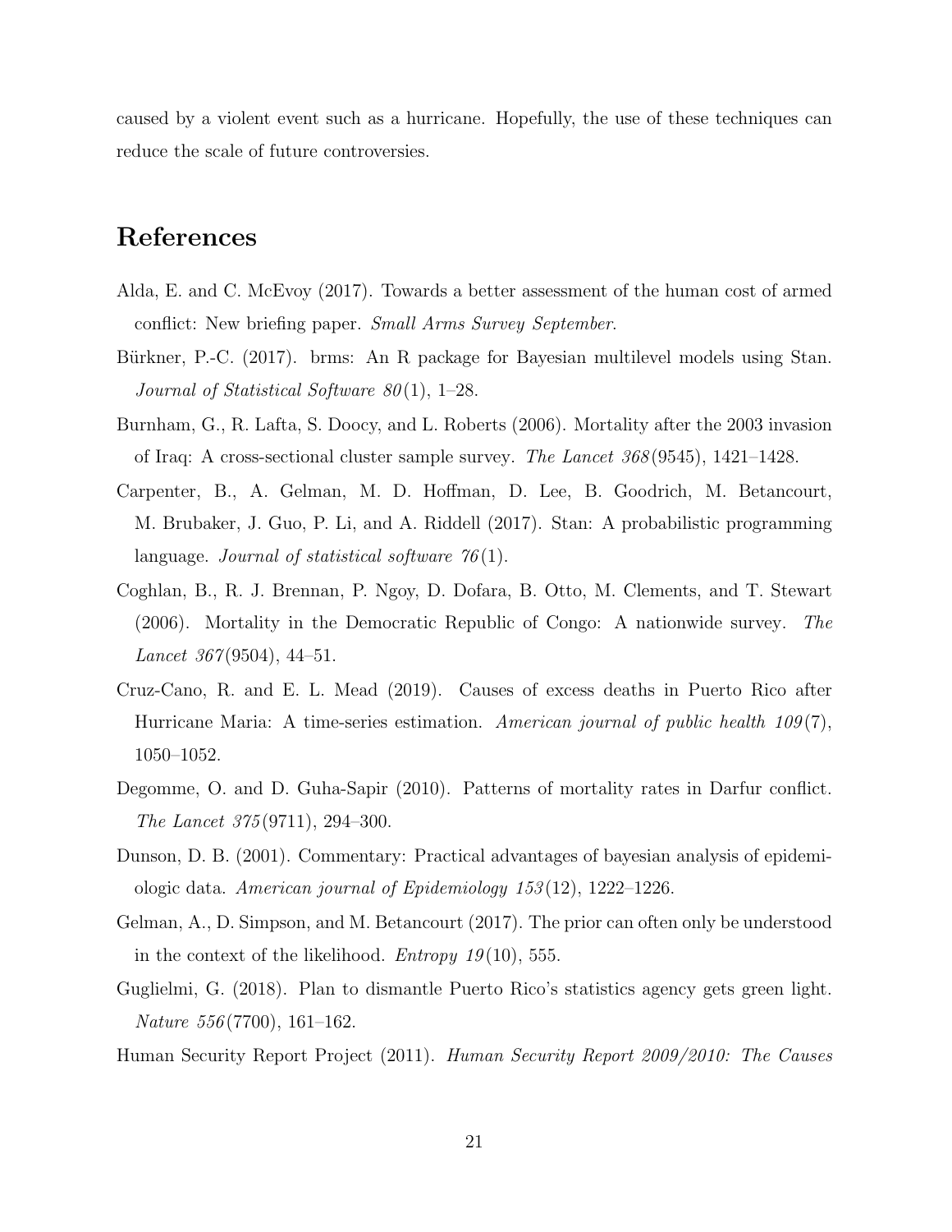caused by a violent event such as a hurricane. Hopefully, the use of these techniques can reduce the scale of future controversies.

# References

Alda, E. and C. McEvoy (2017). Towards a better assessment of the human cost of armed conflict: New briefing paper. *Small Arms Survey September*.

Bürkner, P.-C. (2017). brms: An R package for Bayesian multilevel models using Stan. *Journal of Statistical Software 80*(1), 1–28.

Burnham, G., R. Lafta, S. Doocy, and L. Roberts (2006). Mortality after the 2003 invasion of Iraq: A cross-sectional cluster sample survey. *The Lancet 368*(9545), 1421–1428.

Carpenter, B., A. Gelman, M. D. Hoffman, D. Lee, B. Goodrich, M. Betancourt, M. Brubaker, J. Guo, P. Li, and A. Riddell (2017). Stan: A probabilistic programming language. *Journal of statistical software 76*(1).

Coghlan, B., R. J. Brennan, P. Ngoy, D. Dofara, B. Otto, M. Clements, and T. Stewart (2006). Mortality in the Democratic Republic of Congo: A nationwide survey. *The Lancet 367*(9504), 44–51.

Cruz-Cano, R. and E. L. Mead (2019). Causes of excess deaths in Puerto Rico after Hurricane Maria: A time-series estimation. *American journal of public health 109*(7), 1050–1052.

Degomme, O. and D. Guha-Sapir (2010). Patterns of mortality rates in Darfur conflict. *The Lancet 375*(9711), 294–300.

Dunson, D. B. (2001). Commentary: Practical advantages of bayesian analysis of epidemiologic data. *American journal of Epidemiology 153*(12), 1222–1226.

Gelman, A., D. Simpson, and M. Betancourt (2017). The prior can often only be understood in the context of the likelihood. *Entropy 19*(10), 555.

Guglielmi, G. (2018). Plan to dismantle Puerto Rico's statistics agency gets green light. *Nature 556*(7700), 161–162.

Human Security Report Project (2011). *Human Security Report 2009/2010: The Causes*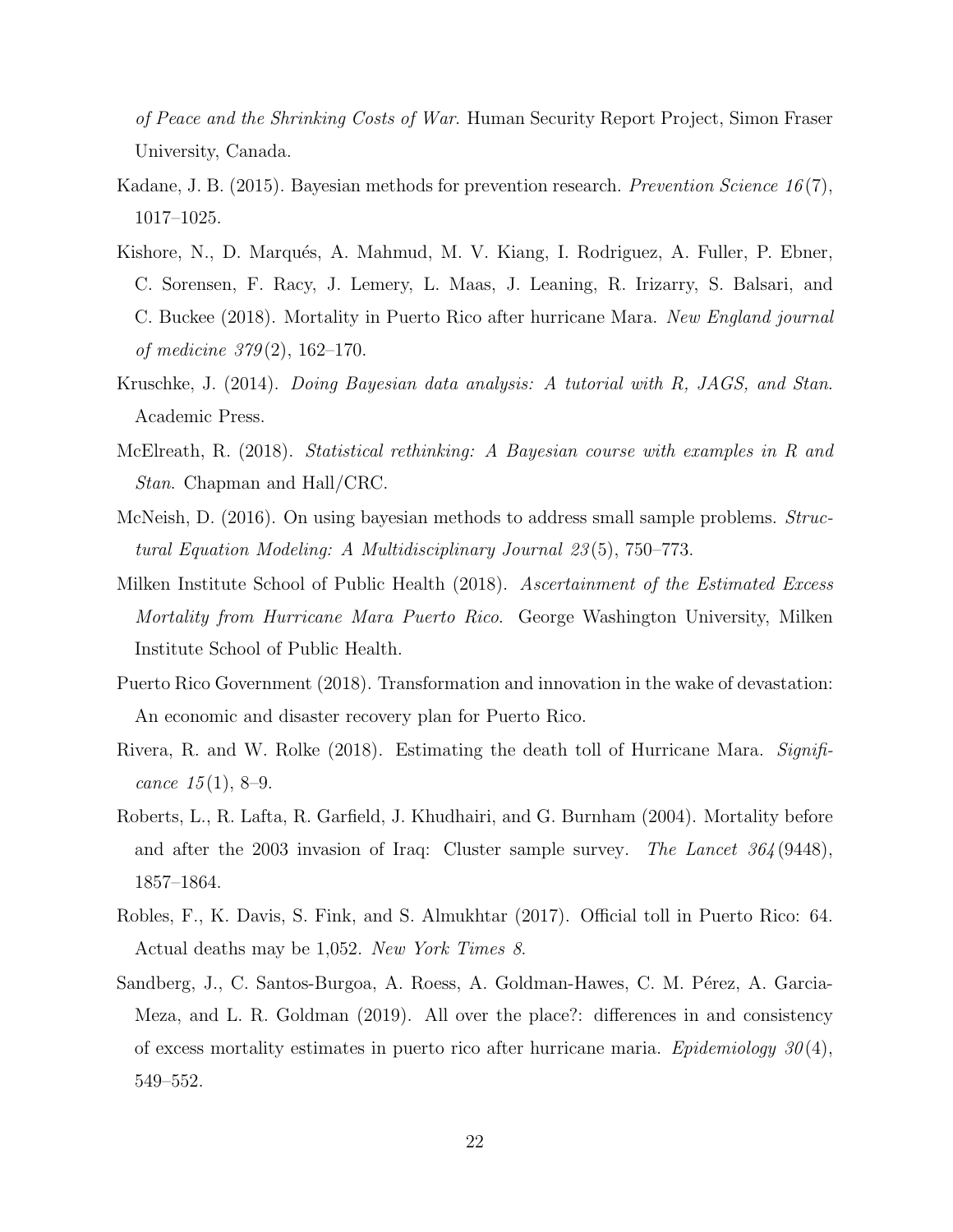*of Peace and the Shrinking Costs of War*. Human Security Report Project, Simon Fraser University, Canada.

Kadane, J. B. (2015). Bayesian methods for prevention research. *Prevention Science 16*(7), 1017–1025.

Kishore, N., D. Marqués, A. Mahmud, M. V. Kiang, I. Rodriguez, A. Fuller, P. Ebner, C. Sorensen, F. Racy, J. Lemery, L. Maas, J. Leaning, R. Irizarry, S. Balsari, and C. Buckee (2018). Mortality in Puerto Rico after hurricane Mara. *New England journal of medicine 379*(2), 162–170.

Kruschke, J. (2014). *Doing Bayesian data analysis: A tutorial with R, JAGS, and Stan*. Academic Press.

McElreath, R. (2018). *Statistical rethinking: A Bayesian course with examples in R and Stan*. Chapman and Hall/CRC.

McNeish, D. (2016). On using bayesian methods to address small sample problems. *Structural Equation Modeling: A Multidisciplinary Journal 23*(5), 750–773.

Milken Institute School of Public Health (2018). *Ascertainment of the Estimated Excess Mortality from Hurricane Mara Puerto Rico*. George Washington University, Milken Institute School of Public Health.

Puerto Rico Government (2018). Transformation and innovation in the wake of devastation: An economic and disaster recovery plan for Puerto Rico.

Rivera, R. and W. Rolke (2018). Estimating the death toll of Hurricane Mara. *Significance 15*(1), 8–9.

Roberts, L., R. Lafta, R. Garfield, J. Khudhairi, and G. Burnham (2004). Mortality before and after the 2003 invasion of Iraq: Cluster sample survey. *The Lancet 364*(9448), 1857–1864.

Robles, F., K. Davis, S. Fink, and S. Almukhtar (2017). Official toll in Puerto Rico: 64. Actual deaths may be 1,052. *New York Times 8*.

Sandberg, J., C. Santos-Burgoa, A. Roess, A. Goldman-Hawes, C. M. Pérez, A. Garcia-Meza, and L. R. Goldman (2019). All over the place?: differences in and consistency of excess mortality estimates in puerto rico after hurricane maria. *Epidemiology 30*(4), 549–552.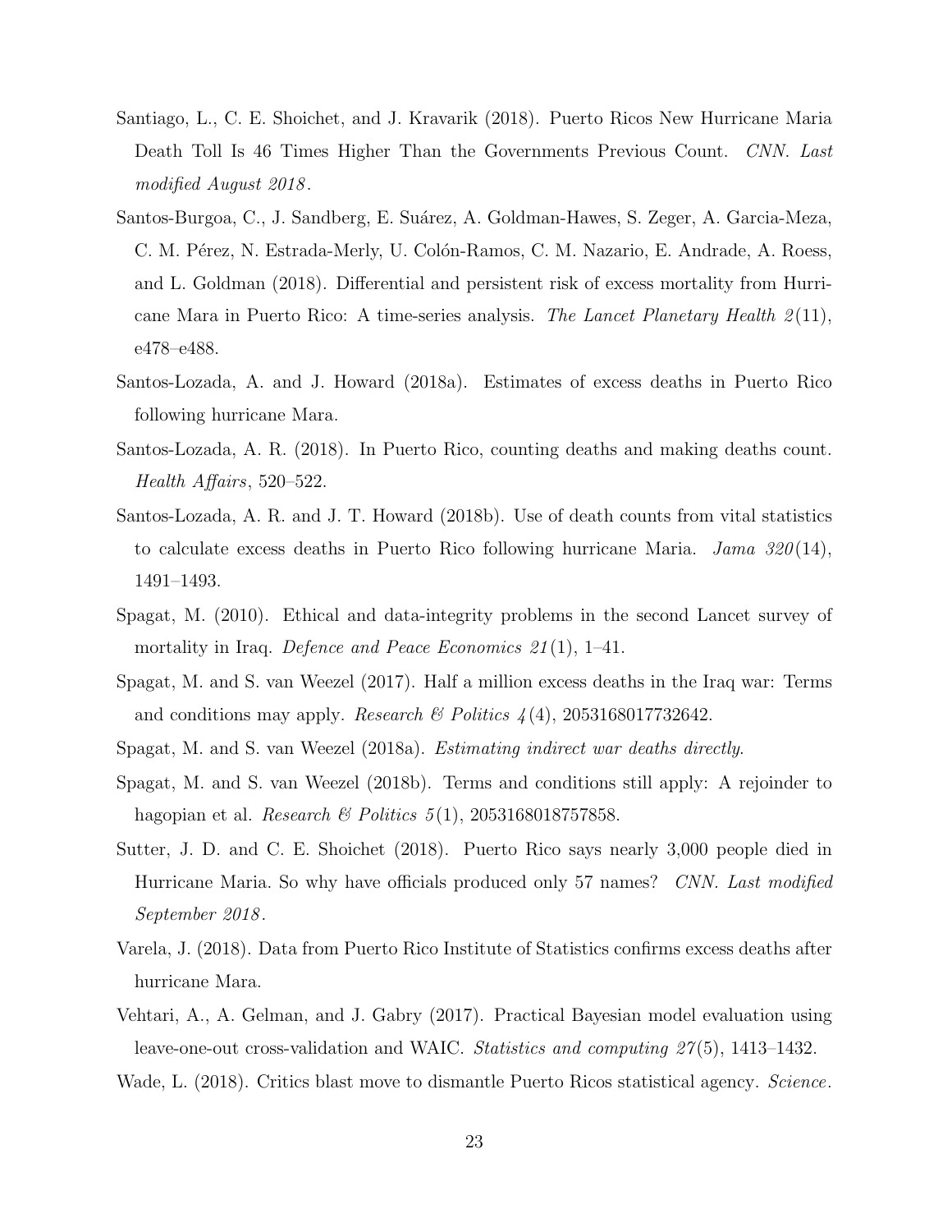Santiago, L., C. E. Shoichet, and J. Kravarik (2018). Puerto Ricos New Hurricane Maria Death Toll Is 46 Times Higher Than the Governments Previous Count. *CNN. Last modified August 2018*.

Santos-Burgoa, C., J. Sandberg, E. Suárez, A. Goldman-Hawes, S. Zeger, A. Garcia-Meza, C. M. Pérez, N. Estrada-Merly, U. Colón-Ramos, C. M. Nazario, E. Andrade, A. Roess, and L. Goldman (2018). Differential and persistent risk of excess mortality from Hurricane Mara in Puerto Rico: A time-series analysis. *The Lancet Planetary Health 2*(11), e478–e488.

Santos-Lozada, A. and J. Howard (2018a). Estimates of excess deaths in Puerto Rico following hurricane Mara.

Santos-Lozada, A. R. (2018). In Puerto Rico, counting deaths and making deaths count. *Health Affairs*, 520–522.

Santos-Lozada, A. R. and J. T. Howard (2018b). Use of death counts from vital statistics to calculate excess deaths in Puerto Rico following hurricane Maria. *Jama 320*(14), 1491–1493.

Spagat, M. (2010). Ethical and data-integrity problems in the second Lancet survey of mortality in Iraq. *Defence and Peace Economics 21*(1), 1–41.

Spagat, M. and S. van Weezel (2017). Half a million excess deaths in the Iraq war: Terms and conditions may apply. *Research & Politics 4*(4), 2053168017732642.

Spagat, M. and S. van Weezel (2018a). *Estimating indirect war deaths directly*.

Spagat, M. and S. van Weezel (2018b). Terms and conditions still apply: A rejoinder to hagopian et al. *Research & Politics 5*(1), 2053168018757858.

Sutter, J. D. and C. E. Shoichet (2018). Puerto Rico says nearly 3,000 people died in Hurricane Maria. So why have officials produced only 57 names? *CNN. Last modified September 2018*.

Varela, J. (2018). Data from Puerto Rico Institute of Statistics confirms excess deaths after hurricane Mara.

Vehtari, A., A. Gelman, and J. Gabry (2017). Practical Bayesian model evaluation using leave-one-out cross-validation and WAIC. *Statistics and computing 27*(5), 1413–1432.

Wade, L. (2018). Critics blast move to dismantle Puerto Ricos statistical agency. *Science*.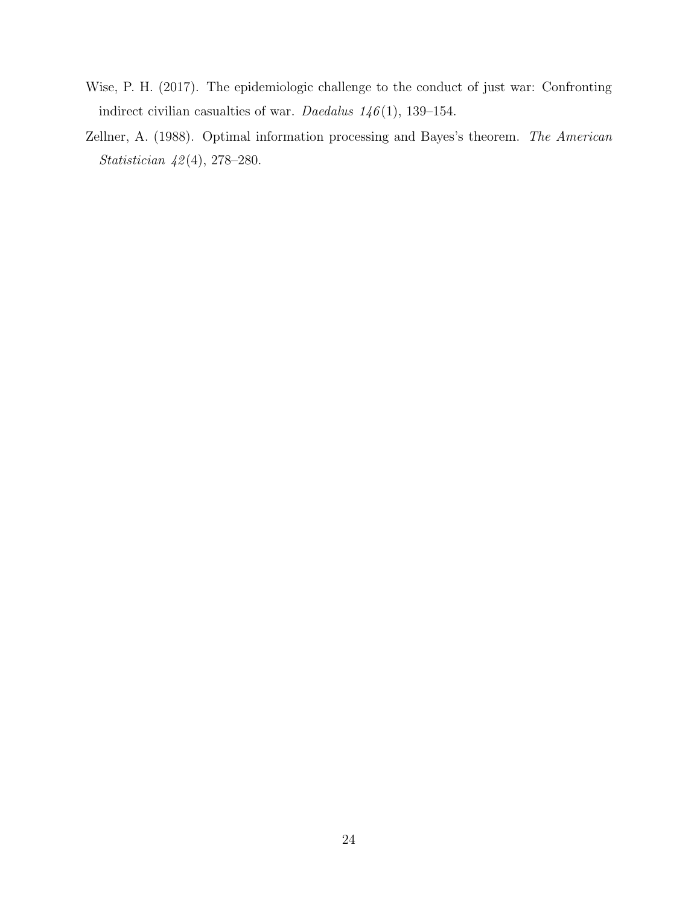Wise, P. H. (2017). The epidemiologic challenge to the conduct of just war: Confronting indirect civilian casualties of war. *Daedalus 146*(1), 139–154.

Zellner, A. (1988). Optimal information processing and Bayes's theorem. *The American Statistician 42*(4), 278–280.